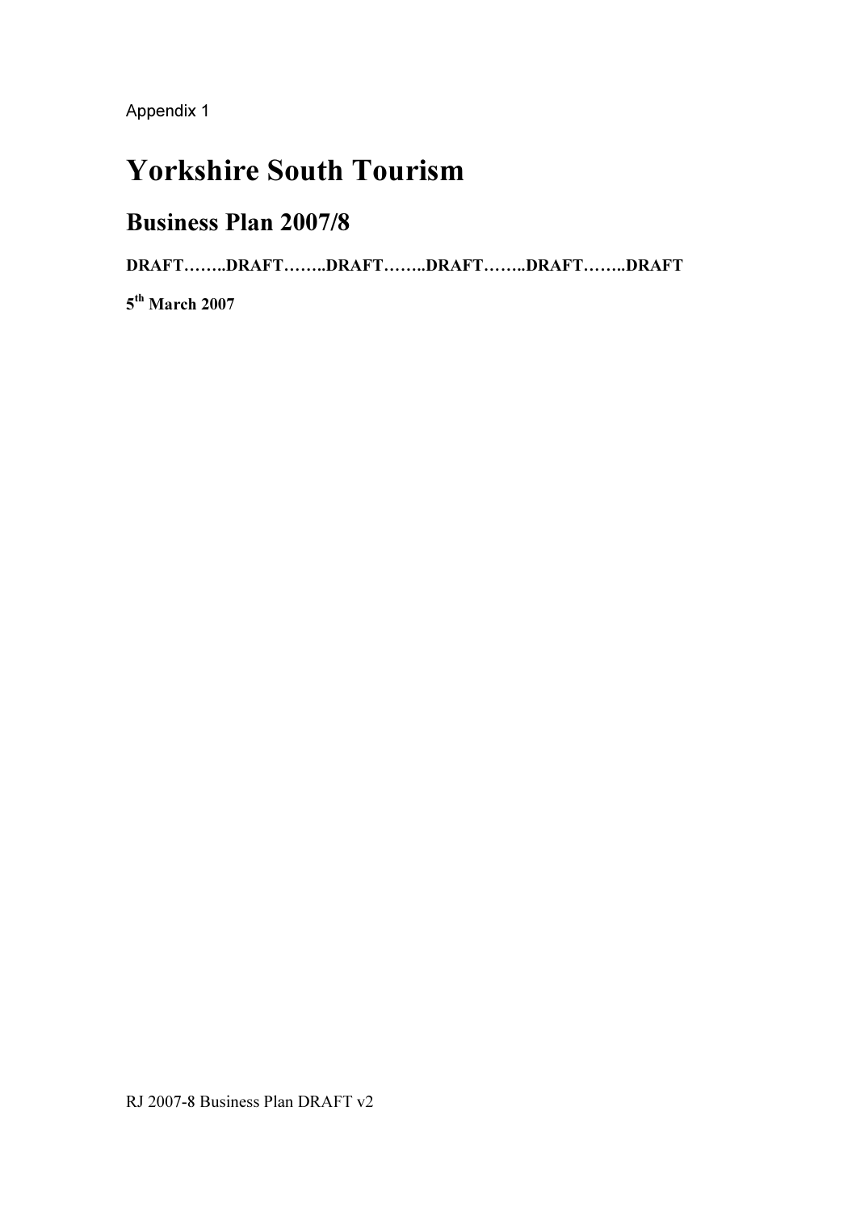Appendix 1

# Yorkshire South Tourism

## Business Plan 2007/8

**DRAFT……..DRAFT……..DRAFT……..DRAFT……..DRAFT……..DRAFT**

**5th March 2007**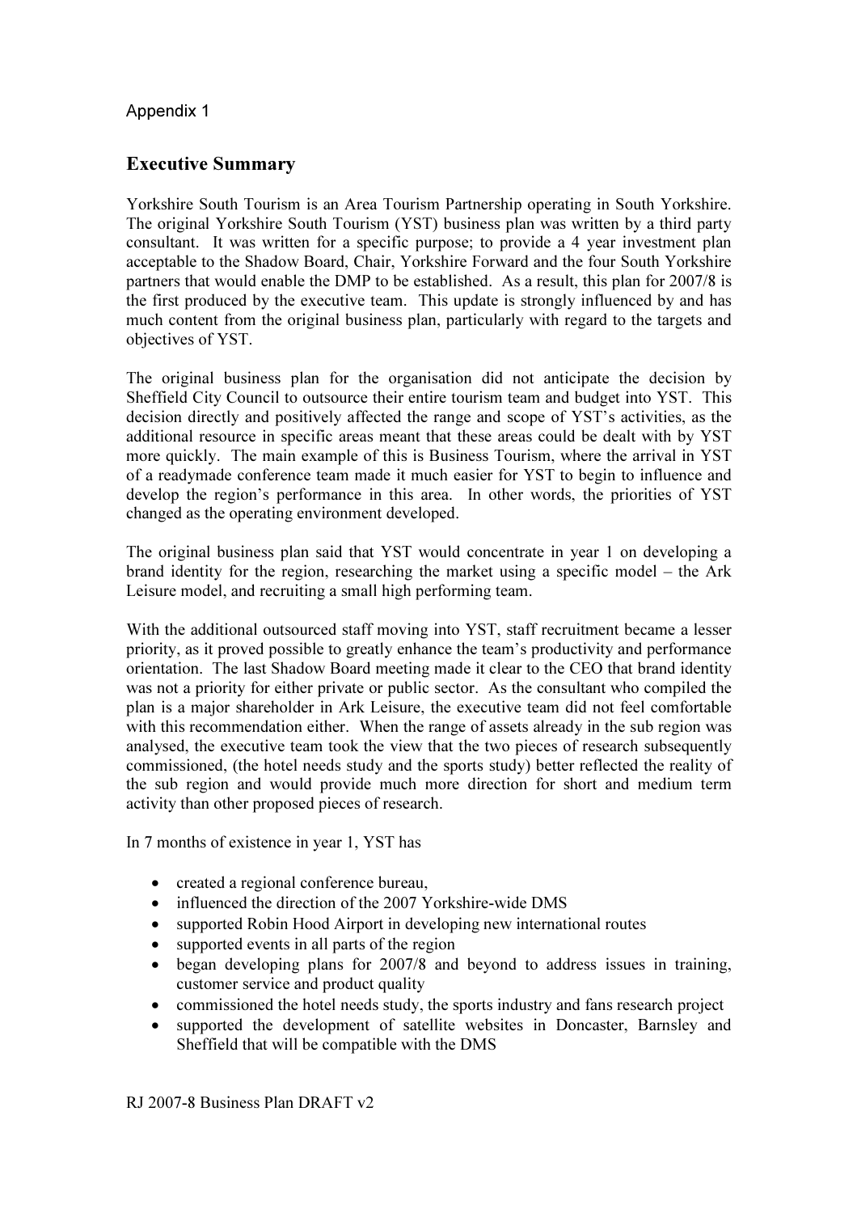Appendix 1

## Executive Summary

Yorkshire South Tourism is an Area Tourism Partnership operating in South Yorkshire. The original Yorkshire South Tourism (YST) business plan was written by a third party consultant. It was written for a specific purpose; to provide a 4 year investment plan acceptable to the Shadow Board, Chair, Yorkshire Forward and the four South Yorkshire partners that would enable the DMP to be established. As a result, this plan for 2007/8 is the first produced by the executive team. This update is strongly influenced by and has much content from the original business plan, particularly with regard to the targets and objectives of YST.

The original business plan for the organisation did not anticipate the decision by Sheffield City Council to outsource their entire tourism team and budget into YST. This decision directly and positively affected the range and scope of YST's activities, as the additional resource in specific areas meant that these areas could be dealt with by YST more quickly. The main example of this is Business Tourism, where the arrival in YST of a readymade conference team made it much easier for YST to begin to influence and develop the region's performance in this area. In other words, the priorities of YST changed as the operating environment developed.

The original business plan said that YST would concentrate in year 1 on developing a brand identity for the region, researching the market using a specific model – the Ark Leisure model, and recruiting a small high performing team.

With the additional outsourced staff moving into YST, staff recruitment became a lesser priority, as it proved possible to greatly enhance the team's productivity and performance orientation. The last Shadow Board meeting made it clear to the CEO that brand identity was not a priority for either private or public sector. As the consultant who compiled the plan is a major shareholder in Ark Leisure, the executive team did not feel comfortable with this recommendation either. When the range of assets already in the sub region was analysed, the executive team took the view that the two pieces of research subsequently commissioned, (the hotel needs study and the sports study) better reflected the reality of the sub region and would provide much more direction for short and medium term activity than other proposed pieces of research.

In 7 months of existence in year 1, YST has

- created a regional conference bureau,
- influenced the direction of the 2007 Yorkshire-wide DMS
- supported Robin Hood Airport in developing new international routes
- supported events in all parts of the region
- began developing plans for 2007/8 and beyond to address issues in training, customer service and product quality
- commissioned the hotel needs study, the sports industry and fans research project
- supported the development of satellite websites in Doncaster, Barnsley and Sheffield that will be compatible with the DMS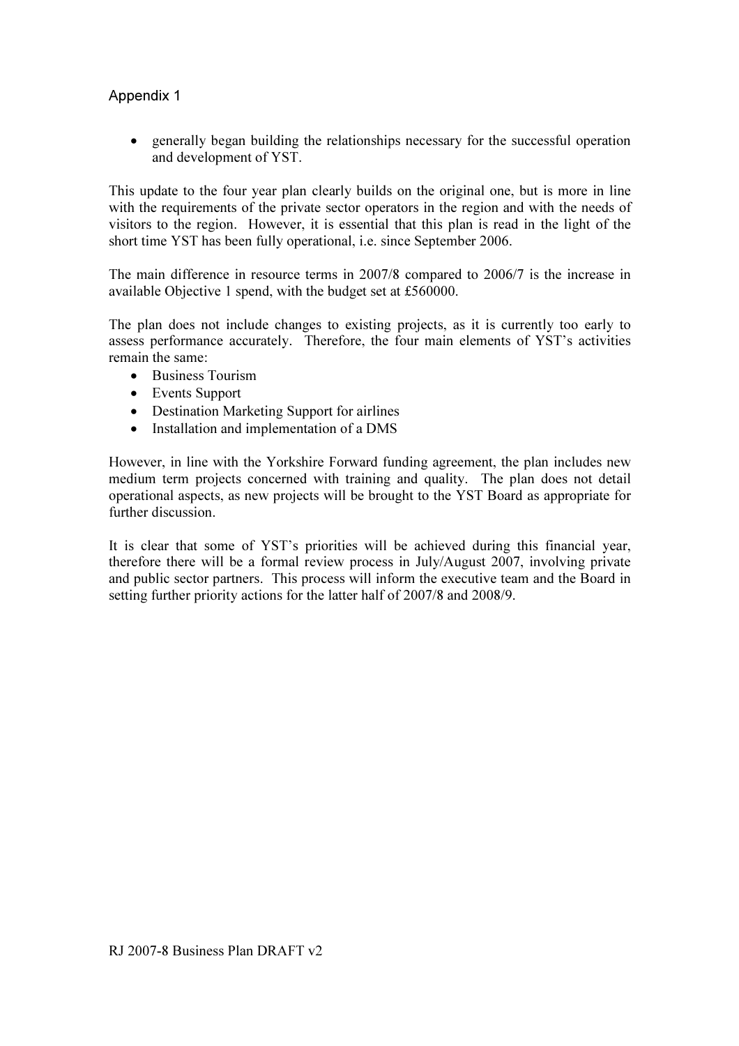Appendix 1

- generally began building the relationships necessary for the successful operation and development of YST.

This update to the four year plan clearly builds on the original one, but is more in line with the requirements of the private sector operators in the region and with the needs of visitors to the region. However, it is essential that this plan is read in the light of the short time YST has been fully operational, i.e. since September 2006.

The main difference in resource terms in 2007/8 compared to 2006/7 is the increase in available Objective 1 spend, with the budget set at £560000.

The plan does not include changes to existing projects, as it is currently too early to assess performance accurately. Therefore, the four main elements of YST's activities remain the same:

- Business Tourism
- Events Support
- Destination Marketing Support for airlines
- Installation and implementation of a DMS

However, in line with the Yorkshire Forward funding agreement, the plan includes new medium term projects concerned with training and quality. The plan does not detail operational aspects, as new projects will be brought to the YST Board as appropriate for further discussion.

It is clear that some of YST's priorities will be achieved during this financial year, therefore there will be a formal review process in July/August 2007, involving private and public sector partners. This process will inform the executive team and the Board in setting further priority actions for the latter half of 2007/8 and 2008/9.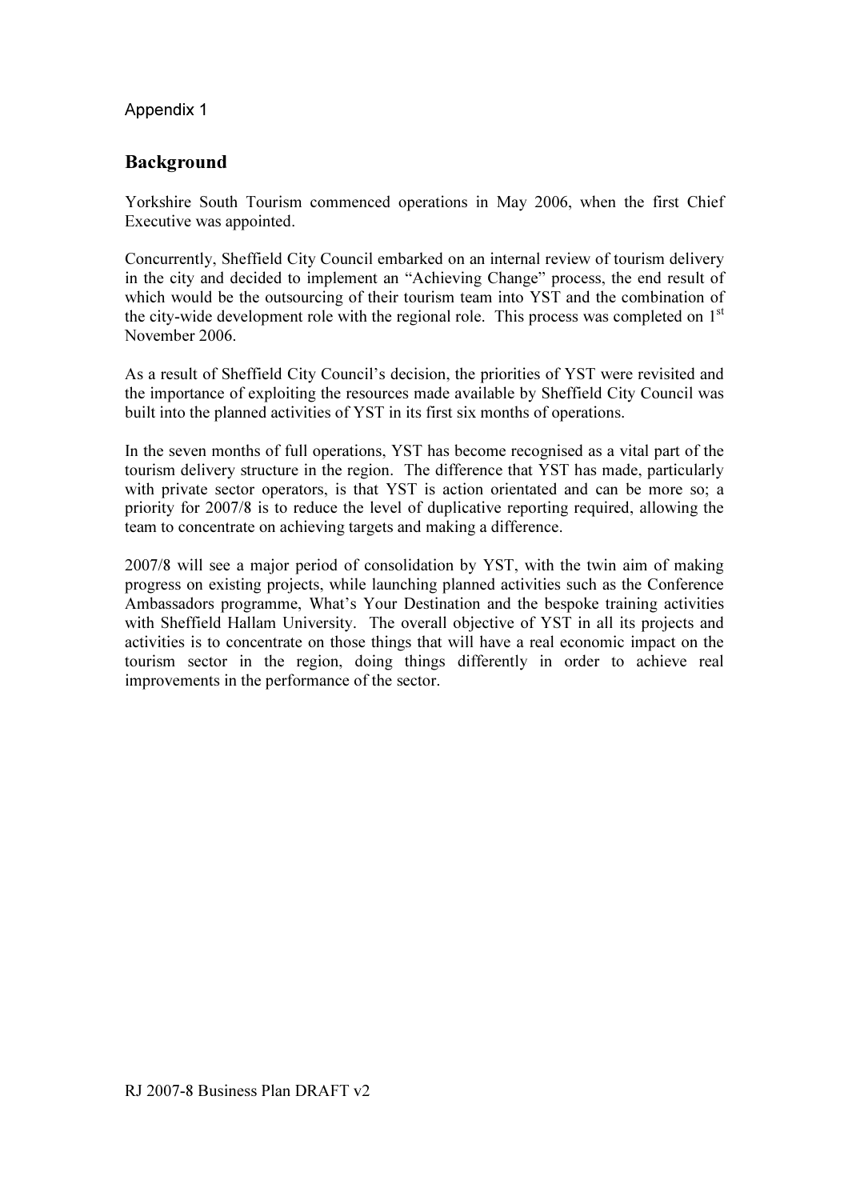Appendix 1

## Background

Yorkshire South Tourism commenced operations in May 2006, when the first Chief Executive was appointed.

Concurrently, Sheffield City Council embarked on an internal review of tourism delivery in the city and decided to implement an "Achieving Change" process, the end result of which would be the outsourcing of their tourism team into YST and the combination of the city-wide development role with the regional role. This process was completed on 1st November 2006.

As a result of Sheffield City Council's decision, the priorities of YST were revisited and the importance of exploiting the resources made available by Sheffield City Council was built into the planned activities of YST in its first six months of operations.

In the seven months of full operations, YST has become recognised as a vital part of the tourism delivery structure in the region. The difference that YST has made, particularly with private sector operators, is that YST is action orientated and can be more so; a priority for 2007/8 is to reduce the level of duplicative reporting required, allowing the team to concentrate on achieving targets and making a difference.

2007/8 will see a major period of consolidation by YST, with the twin aim of making progress on existing projects, while launching planned activities such as the Conference Ambassadors programme, What's Your Destination and the bespoke training activities with Sheffield Hallam University. The overall objective of YST in all its projects and activities is to concentrate on those things that will have a real economic impact on the tourism sector in the region, doing things differently in order to achieve real improvements in the performance of the sector.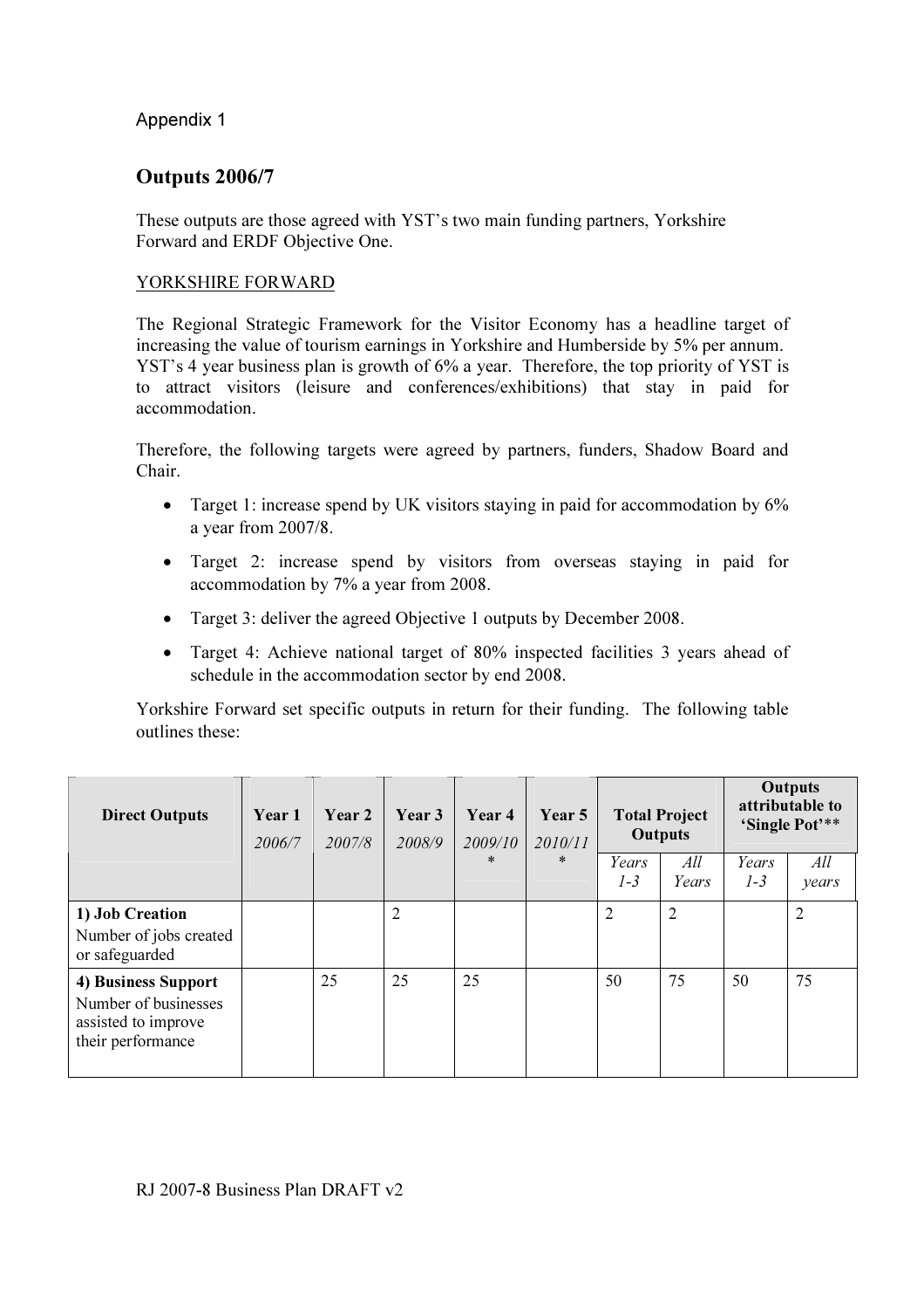Appendix 1

## Outputs 2006/7

These outputs are those agreed with YST's two main funding partners, Yorkshire Forward and ERDF Objective One.

YORKSHIRE FORWARD

The Regional Strategic Framework for the Visitor Economy has a headline target of increasing the value of tourism earnings in Yorkshire and Humberside by 5% per annum. YST's 4 year business plan is growth of 6% a year. Therefore, the top priority of YST is to attract visitors (leisure and conferences/exhibitions) that stay in paid for accommodation.

Therefore, the following targets were agreed by partners, funders, Shadow Board and Chair.

- Target 1: increase spend by UK visitors staying in paid for accommodation by 6% a year from 2007/8.
- Target 2: increase spend by visitors from overseas staying in paid for accommodation by 7% a year from 2008.
- Target 3: deliver the agreed Objective 1 outputs by December 2008.
- Target 4: Achieve national target of 80% inspected facilities 3 years ahead of schedule in the accommodation sector by end 2008.

Yorkshire Forward set specific outputs in return for their funding. The following table outlines these:

| **Direct Outputs** | **Year 1** *2006/7* | **Year 2** *2007/8* | **Year 3** *2008/9* | **Year 4** *2009/10 ** | **Year 5** *2010/11 ** | **Total Project Outputs** | | **Outputs attributable to 'Single Pot'**** | |
|---|---|---|---|---|---|---|---|---|---|
| | | | | | | *Years 1-3* | *All Years* | *Years 1-3* | *All years* |
| **1) Job Creation** Number of jobs created or safeguarded | | | 2 | | | 2 | 2 | | 2 |
| **4) Business Support** Number of businesses assisted to improve their performance | | 25 | 25 | 25 | | 50 | 75 | 50 | 75 |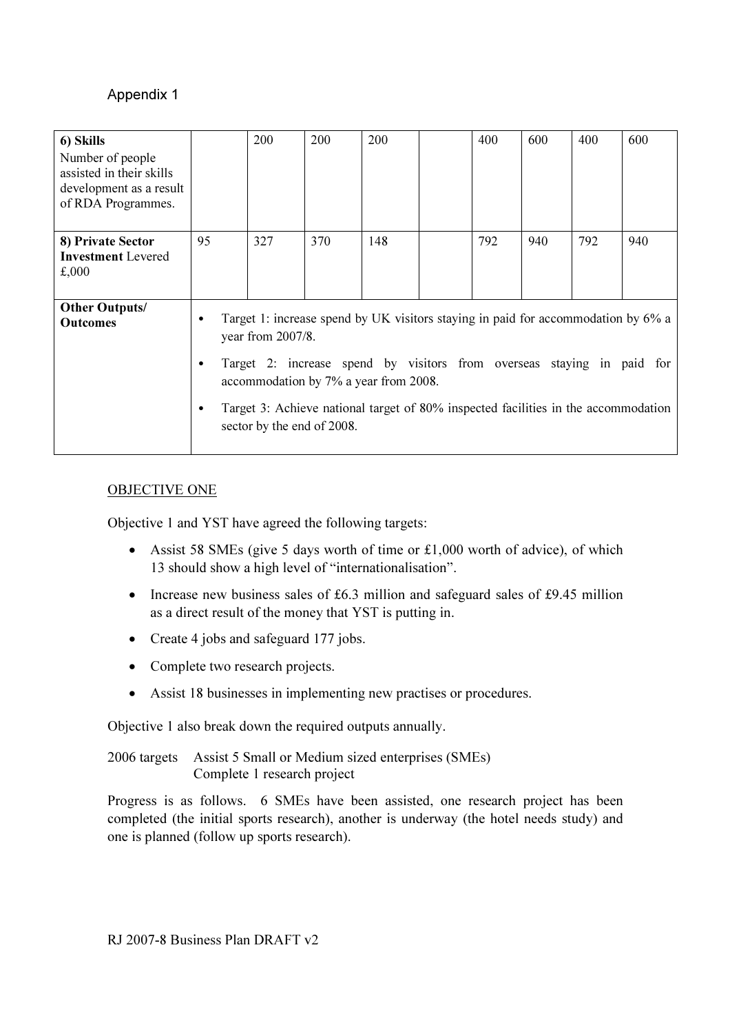Appendix 1

| | | | | | | | | |
|---|---|---|---|---|---|---|---|---|
| **6) Skills** Number of people assisted in their skills development as a result of RDA Programmes. | | 200 | 200 | 200 | | 400 | 600 | 400 | 600 |
| **8) Private Sector Investment** Levered £,000 | 95 | 327 | 370 | 148 | | 792 | 940 | 792 | 940 |
| **Other Outputs/ Outcomes** | • Target 1: increase spend by UK visitors staying in paid for accommodation by 6% a year from 2007/8.<br>• Target 2: increase spend by visitors from overseas staying in paid for accommodation by 7% a year from 2008.<br>• Target 3: Achieve national target of 80% inspected facilities in the accommodation sector by the end of 2008. | | | | | | | | |

OBJECTIVE ONE

Objective 1 and YST have agreed the following targets:

- Assist 58 SMEs (give 5 days worth of time or £1,000 worth of advice), of which 13 should show a high level of "internationalisation".
- Increase new business sales of £6.3 million and safeguard sales of £9.45 million as a direct result of the money that YST is putting in.
- Create 4 jobs and safeguard 177 jobs.
- Complete two research projects.
- Assist 18 businesses in implementing new practises or procedures.

Objective 1 also break down the required outputs annually.

2006 targets Assist 5 Small or Medium sized enterprises (SMEs)
Complete 1 research project

Progress is as follows. 6 SMEs have been assisted, one research project has been completed (the initial sports research), another is underway (the hotel needs study) and one is planned (follow up sports research).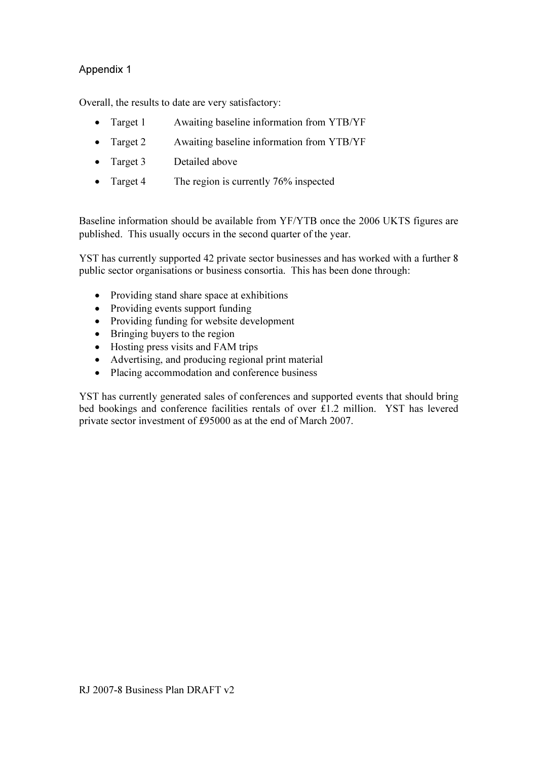## Appendix 1

Overall, the results to date are very satisfactory:

- Target 1 Awaiting baseline information from YTB/YF
- Target 2 Awaiting baseline information from YTB/YF
- Target 3 Detailed above
- Target 4 The region is currently 76% inspected

Baseline information should be available from YF/YTB once the 2006 UKTS figures are published. This usually occurs in the second quarter of the year.

YST has currently supported 42 private sector businesses and has worked with a further 8 public sector organisations or business consortia. This has been done through:

- Providing stand share space at exhibitions
- Providing events support funding
- Providing funding for website development
- Bringing buyers to the region
- Hosting press visits and FAM trips
- Advertising, and producing regional print material
- Placing accommodation and conference business

YST has currently generated sales of conferences and supported events that should bring bed bookings and conference facilities rentals of over £1.2 million. YST has levered private sector investment of £95000 as at the end of March 2007.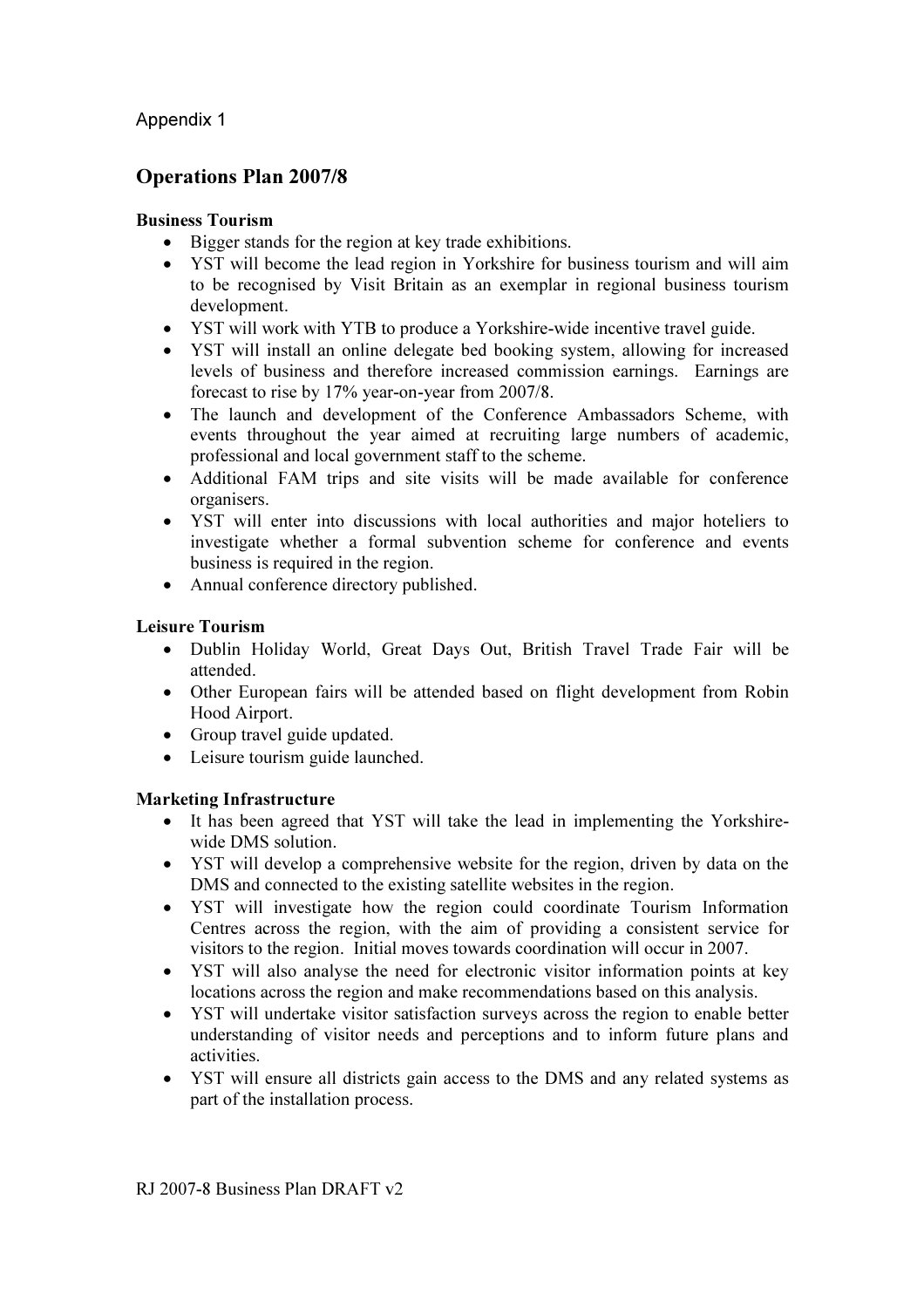Appendix 1

## Operations Plan 2007/8

**Business Tourism**

- Bigger stands for the region at key trade exhibitions.
- YST will become the lead region in Yorkshire for business tourism and will aim to be recognised by Visit Britain as an exemplar in regional business tourism development.
- YST will work with YTB to produce a Yorkshire-wide incentive travel guide.
- YST will install an online delegate bed booking system, allowing for increased levels of business and therefore increased commission earnings. Earnings are forecast to rise by 17% year-on-year from 2007/8.
- The launch and development of the Conference Ambassadors Scheme, with events throughout the year aimed at recruiting large numbers of academic, professional and local government staff to the scheme.
- Additional FAM trips and site visits will be made available for conference organisers.
- YST will enter into discussions with local authorities and major hoteliers to investigate whether a formal subvention scheme for conference and events business is required in the region.
- Annual conference directory published.

**Leisure Tourism**

- Dublin Holiday World, Great Days Out, British Travel Trade Fair will be attended.
- Other European fairs will be attended based on flight development from Robin Hood Airport.
- Group travel guide updated.
- Leisure tourism guide launched.

**Marketing Infrastructure**

- It has been agreed that YST will take the lead in implementing the Yorkshire-wide DMS solution.
- YST will develop a comprehensive website for the region, driven by data on the DMS and connected to the existing satellite websites in the region.
- YST will investigate how the region could coordinate Tourism Information Centres across the region, with the aim of providing a consistent service for visitors to the region. Initial moves towards coordination will occur in 2007.
- YST will also analyse the need for electronic visitor information points at key locations across the region and make recommendations based on this analysis.
- YST will undertake visitor satisfaction surveys across the region to enable better understanding of visitor needs and perceptions and to inform future plans and activities.
- YST will ensure all districts gain access to the DMS and any related systems as part of the installation process.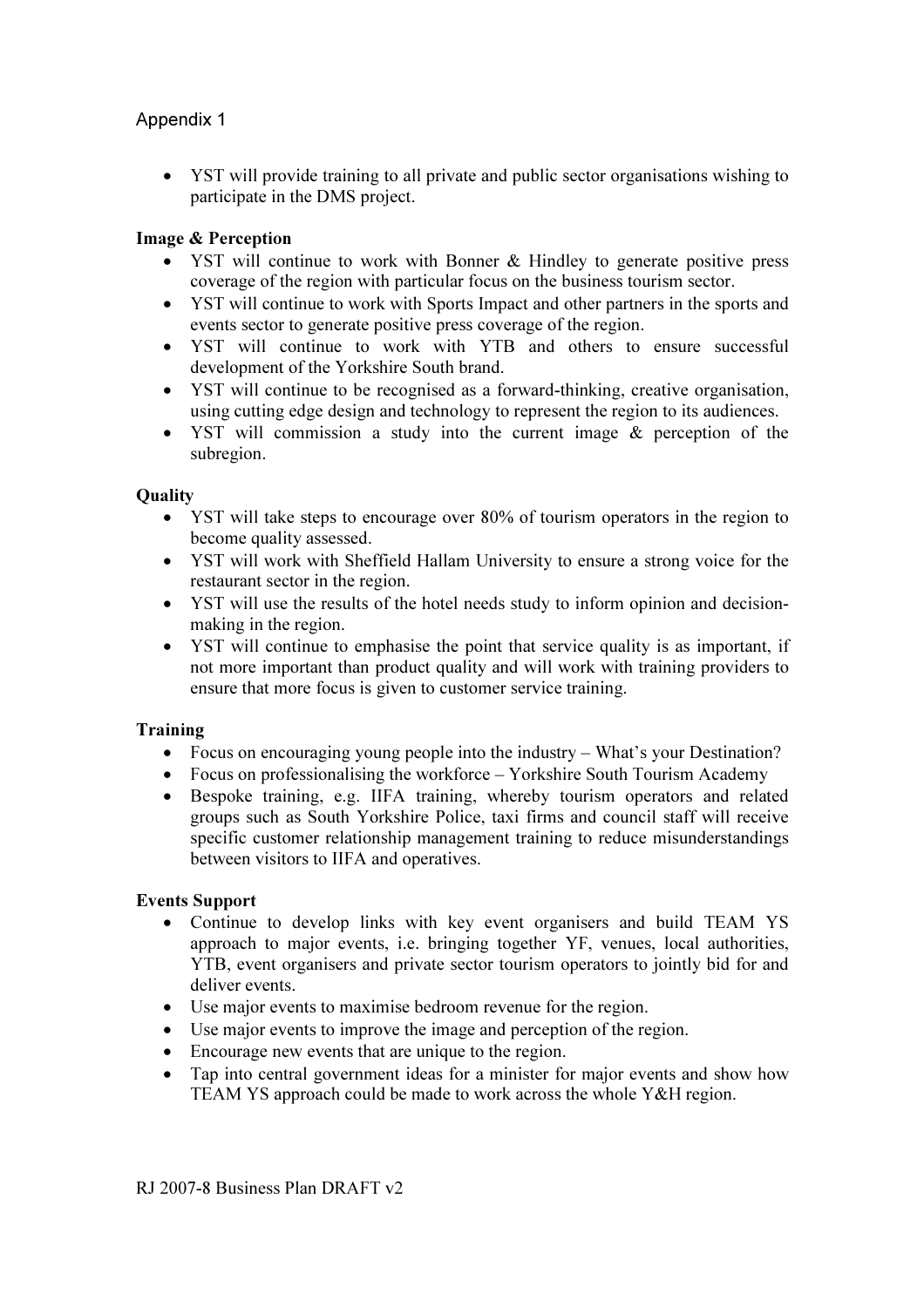Appendix 1

- YST will provide training to all private and public sector organisations wishing to participate in the DMS project.

**Image & Perception**

- YST will continue to work with Bonner & Hindley to generate positive press coverage of the region with particular focus on the business tourism sector.
- YST will continue to work with Sports Impact and other partners in the sports and events sector to generate positive press coverage of the region.
- YST will continue to work with YTB and others to ensure successful development of the Yorkshire South brand.
- YST will continue to be recognised as a forward-thinking, creative organisation, using cutting edge design and technology to represent the region to its audiences.
- YST will commission a study into the current image & perception of the subregion.

**Quality**

- YST will take steps to encourage over 80% of tourism operators in the region to become quality assessed.
- YST will work with Sheffield Hallam University to ensure a strong voice for the restaurant sector in the region.
- YST will use the results of the hotel needs study to inform opinion and decision-making in the region.
- YST will continue to emphasise the point that service quality is as important, if not more important than product quality and will work with training providers to ensure that more focus is given to customer service training.

**Training**

- Focus on encouraging young people into the industry – What's your Destination?
- Focus on professionalising the workforce – Yorkshire South Tourism Academy
- Bespoke training, e.g. IIFA training, whereby tourism operators and related groups such as South Yorkshire Police, taxi firms and council staff will receive specific customer relationship management training to reduce misunderstandings between visitors to IIFA and operatives.

**Events Support**

- Continue to develop links with key event organisers and build TEAM YS approach to major events, i.e. bringing together YF, venues, local authorities, YTB, event organisers and private sector tourism operators to jointly bid for and deliver events.
- Use major events to maximise bedroom revenue for the region.
- Use major events to improve the image and perception of the region.
- Encourage new events that are unique to the region.
- Tap into central government ideas for a minister for major events and show how TEAM YS approach could be made to work across the whole Y&H region.

RJ 2007-8 Business Plan DRAFT v2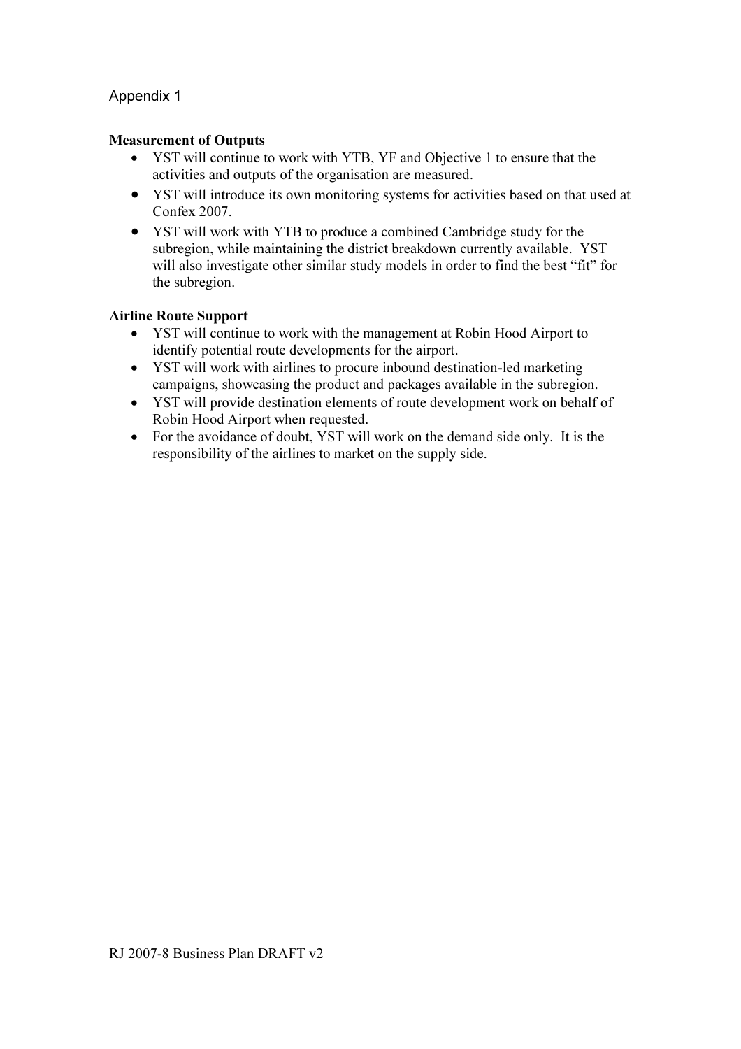Appendix 1

**Measurement of Outputs**

- YST will continue to work with YTB, YF and Objective 1 to ensure that the activities and outputs of the organisation are measured.
- YST will introduce its own monitoring systems for activities based on that used at Confex 2007.
- YST will work with YTB to produce a combined Cambridge study for the subregion, while maintaining the district breakdown currently available. YST will also investigate other similar study models in order to find the best "fit" for the subregion.

**Airline Route Support**

- YST will continue to work with the management at Robin Hood Airport to identify potential route developments for the airport.
- YST will work with airlines to procure inbound destination-led marketing campaigns, showcasing the product and packages available in the subregion.
- YST will provide destination elements of route development work on behalf of Robin Hood Airport when requested.
- For the avoidance of doubt, YST will work on the demand side only. It is the responsibility of the airlines to market on the supply side.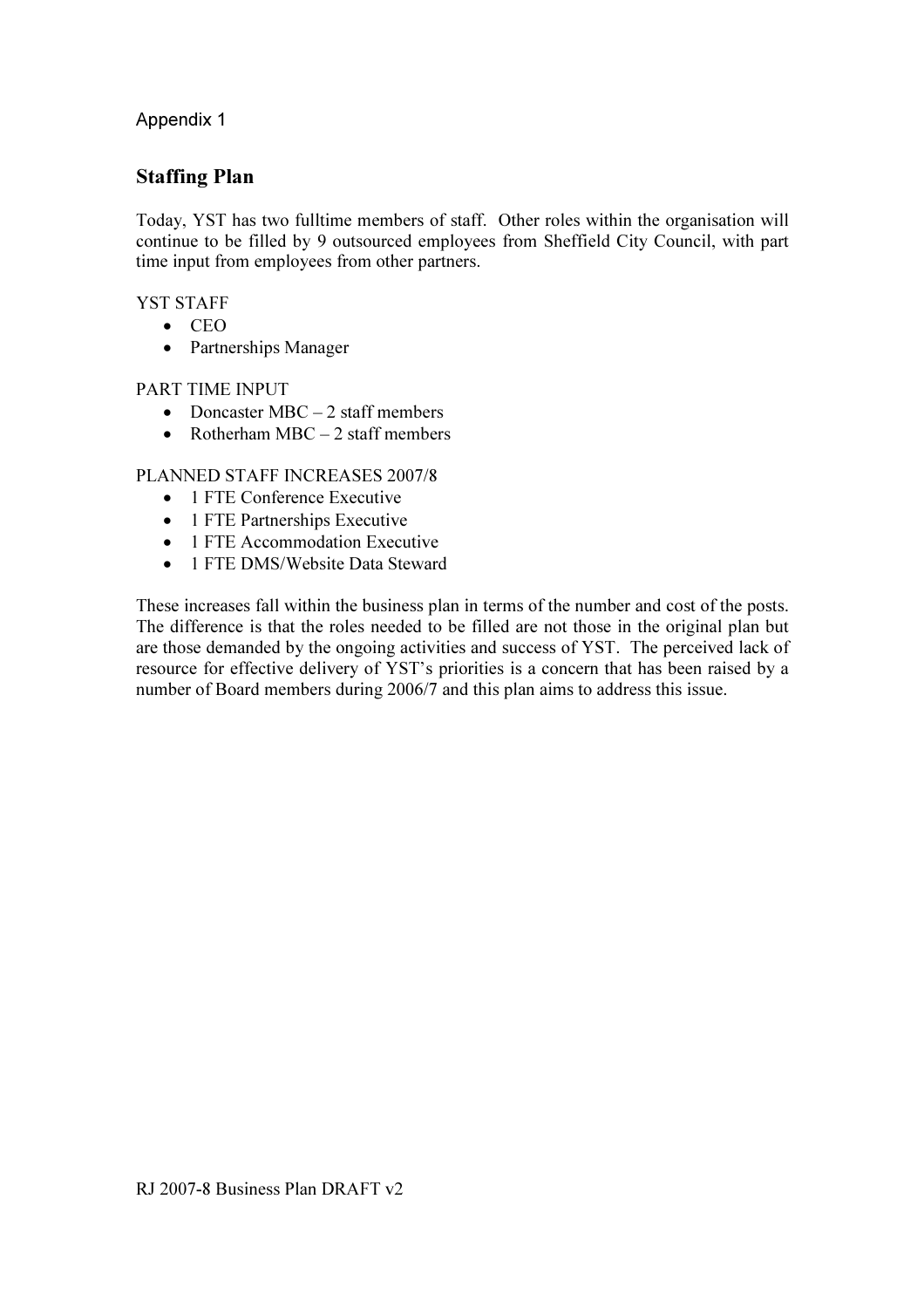Appendix 1

## Staffing Plan

Today, YST has two fulltime members of staff. Other roles within the organisation will continue to be filled by 9 outsourced employees from Sheffield City Council, with part time input from employees from other partners.

YST STAFF

- CEO
- Partnerships Manager

PART TIME INPUT

- Doncaster MBC – 2 staff members
- Rotherham MBC – 2 staff members

PLANNED STAFF INCREASES 2007/8

- 1 FTE Conference Executive
- 1 FTE Partnerships Executive
- 1 FTE Accommodation Executive
- 1 FTE DMS/Website Data Steward

These increases fall within the business plan in terms of the number and cost of the posts. The difference is that the roles needed to be filled are not those in the original plan but are those demanded by the ongoing activities and success of YST. The perceived lack of resource for effective delivery of YST's priorities is a concern that has been raised by a number of Board members during 2006/7 and this plan aims to address this issue.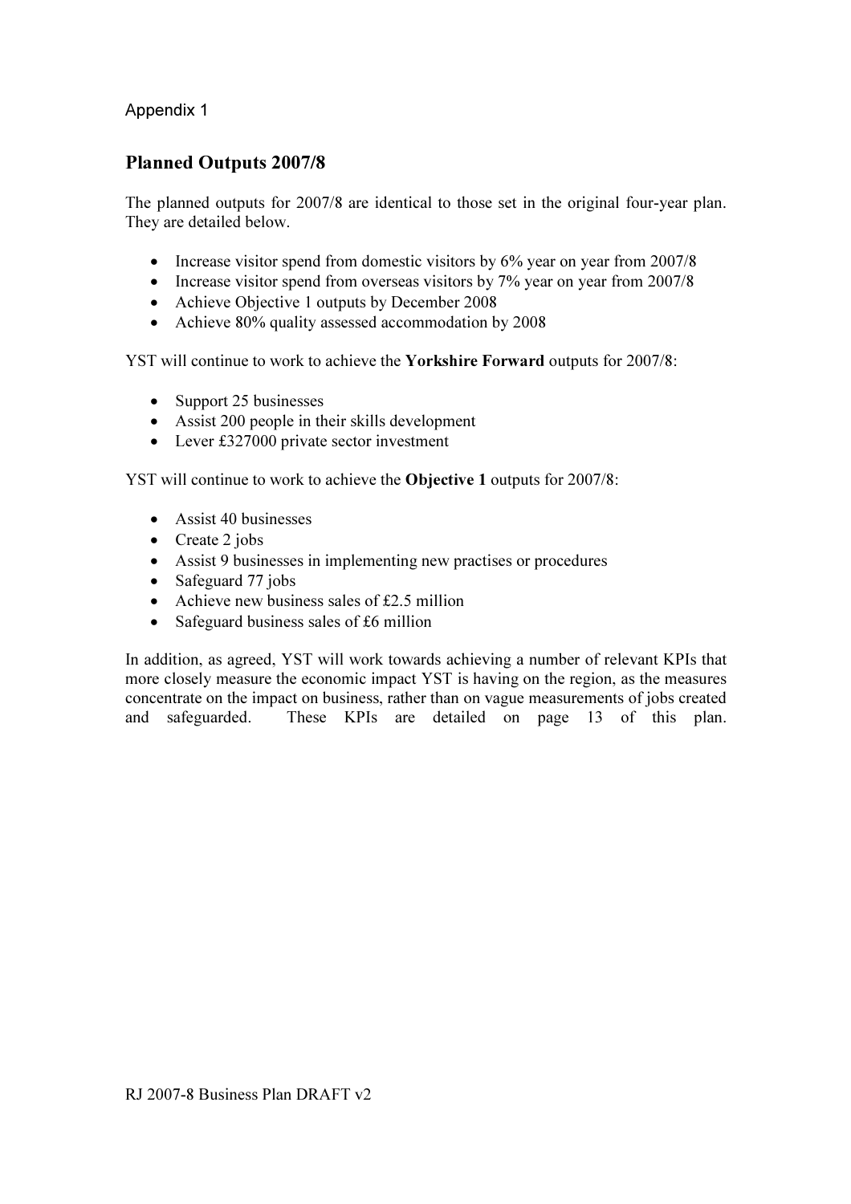Appendix 1

## Planned Outputs 2007/8

The planned outputs for 2007/8 are identical to those set in the original four-year plan. They are detailed below.

- Increase visitor spend from domestic visitors by 6% year on year from 2007/8
- Increase visitor spend from overseas visitors by 7% year on year from 2007/8
- Achieve Objective 1 outputs by December 2008
- Achieve 80% quality assessed accommodation by 2008

YST will continue to work to achieve the **Yorkshire Forward** outputs for 2007/8:

- Support 25 businesses
- Assist 200 people in their skills development
- Lever £327000 private sector investment

YST will continue to work to achieve the **Objective 1** outputs for 2007/8:

- Assist 40 businesses
- Create 2 jobs
- Assist 9 businesses in implementing new practises or procedures
- Safeguard 77 jobs
- Achieve new business sales of £2.5 million
- Safeguard business sales of £6 million

In addition, as agreed, YST will work towards achieving a number of relevant KPIs that more closely measure the economic impact YST is having on the region, as the measures concentrate on the impact on business, rather than on vague measurements of jobs created and safeguarded. These KPIs are detailed on page 13 of this plan.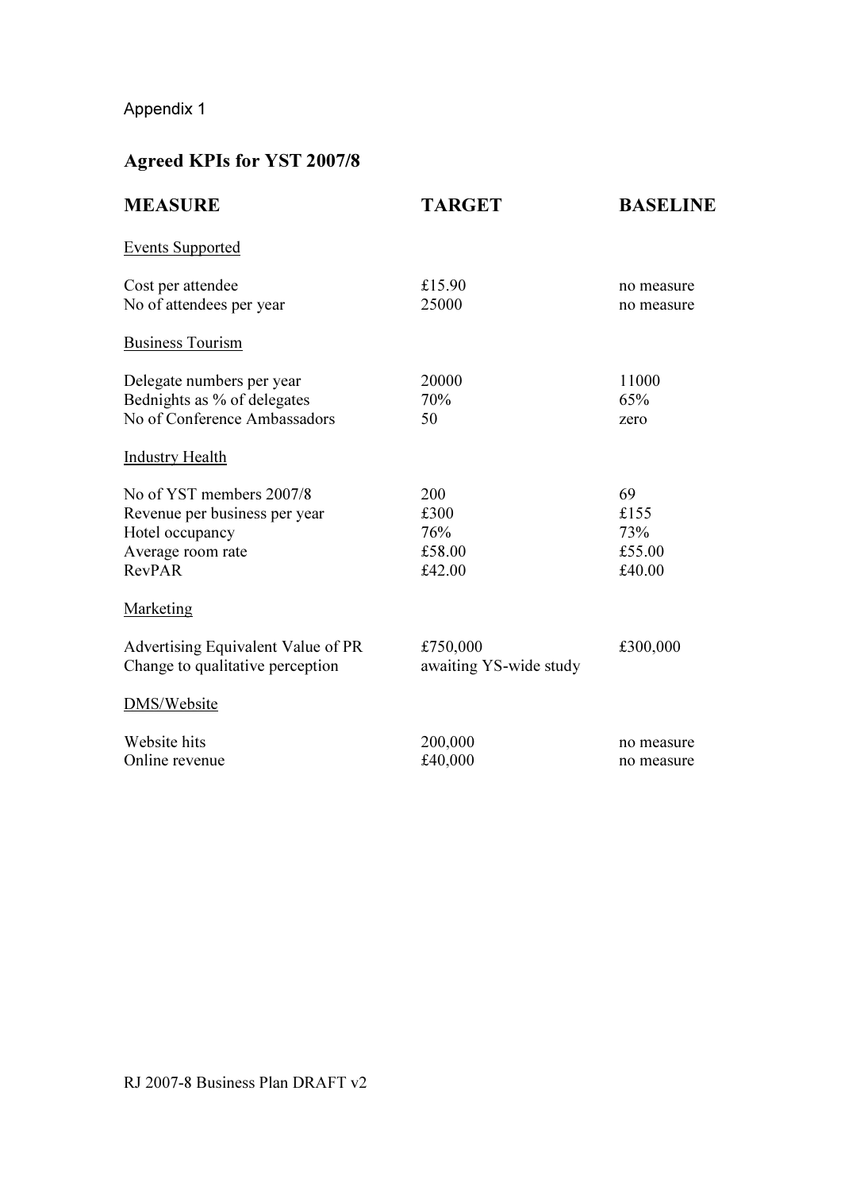Appendix 1

## Agreed KPIs for YST 2007/8

| MEASURE | TARGET | BASELINE |
|---|---|---|
| Events Supported | | |
| Cost per attendee | £15.90 | no measure |
| No of attendees per year | 25000 | no measure |
| Business Tourism | | |
| Delegate numbers per year | 20000 | 11000 |
| Bednights as % of delegates | 70% | 65% |
| No of Conference Ambassadors | 50 | zero |
| Industry Health | | |
| No of YST members 2007/8 | 200 | 69 |
| Revenue per business per year | £300 | £155 |
| Hotel occupancy | 76% | 73% |
| Average room rate | £58.00 | £55.00 |
| RevPAR | £42.00 | £40.00 |
| Marketing | | |
| Advertising Equivalent Value of PR | £750,000 | £300,000 |
| Change to qualitative perception | awaiting YS-wide study | |
| DMS/Website | | |
| Website hits | 200,000 | no measure |
| Online revenue | £40,000 | no measure |

RJ 2007-8 Business Plan DRAFT v2